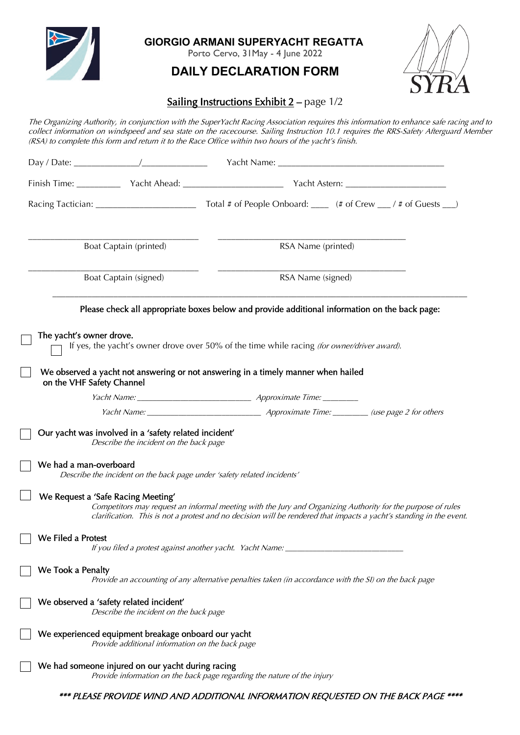# GIORGIO ARMANI SUPERYACHT REGATTA

Porto Cervo, 31May - 4 June 2022

## DAILY DECLARATION FORM

**Sailing Instructions Exhibit 2** – page 1/2

*The Organizing Authority, in conjunction with the SuperYacht Racing Association requires this information to enhance safe racing and to collect information on windspeed and sea state on the racecourse. Sailing Instruction 10.1 requires the RRS-Safety Afterguard Member (RSA) to complete this form and return it to the Race Office within two hours of the yacht's finish.*

Day / Date: ______________/______________ Yacht Name: ___________________________________

Finish Time: _________ Yacht Ahead: _____________________ Yacht Astern: _____________________

Racing Tactician: _____________________ Total # of People Onboard: ____ (# of Crew ___ / # of Guests ___)

___________________________________ Boat Captain (printed)

___________________________________ RSA Name (printed)

___________________________________ Boat Captain (signed)

___________________________________ RSA Name (signed)

---

**Please check all appropriate boxes below and provide additional information on the back page:**

- ☐ **The yacht's owner drove.**
  - ☐ If yes, the yacht's owner drove over 50% of the time while racing *(for owner/driver award).*

- ☐ **We observed a yacht not answering or not answering in a timely manner when hailed on the VHF Safety Channel**
  - *Yacht Name: _________________________ Approximate Time: ________*
  - *Yacht Name: ___________________________ Approximate Time: ________ (use page 2 for others*

- ☐ **Our yacht was involved in a 'safety related incident'**
  *Describe the incident on the back page*

- ☐ **We had a man-overboard**
  *Describe the incident on the back page under 'safety related incidents'*

- ☐ **We Request a 'Safe Racing Meeting'**
  *Competitors may request an informal meeting with the Jury and Organizing Authority for the purpose of rules clarification. This is not a protest and no decision will be rendered that impacts a yacht's standing in the event.*

- ☐ **We Filed a Protest**
  *If you filed a protest against another yacht. Yacht Name: ___________________________*

- ☐ **We Took a Penalty**
  *Provide an accounting of any alternative penalties taken (in accordance with the SI) on the back page*

- ☐ **We observed a 'safety related incident'**
  *Describe the incident on the back page*

- ☐ **We experienced equipment breakage onboard our yacht**
  *Provide additional information on the back page*

- ☐ **We had someone injured on our yacht during racing**
  *Provide information on the back page regarding the nature of the injury*

***\*\*\* PLEASE PROVIDE WIND AND ADDITIONAL INFORMATION REQUESTED ON THE BACK PAGE \*\*\*\****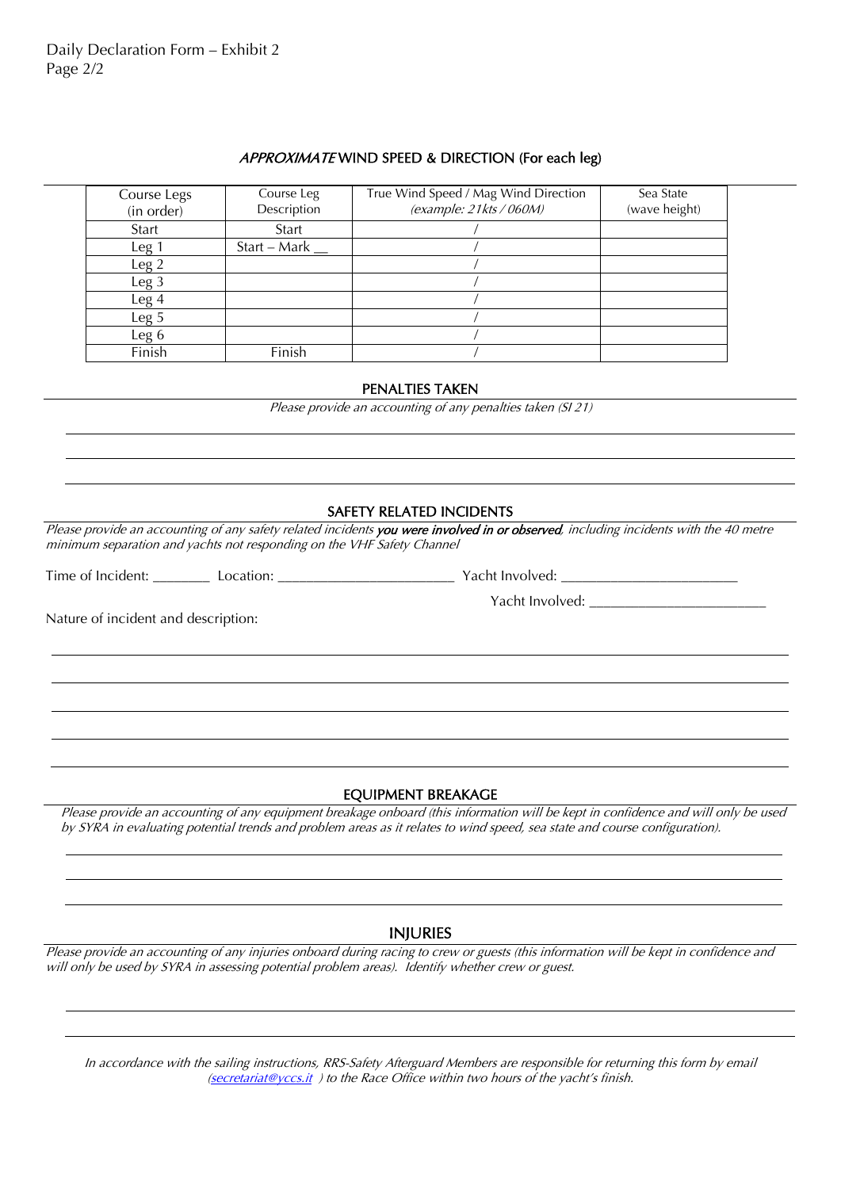Daily Declaration Form – Exhibit 2
Page 2/2

## *APPROXIMATE* WIND SPEED & DIRECTION (For each leg)

| Course Legs (in order) | Course Leg Description | True Wind Speed / Mag Wind Direction *(example: 21kts / 060M)* | Sea State (wave height) |
|---|---|---|---|
| Start | Start | / | |
| Leg 1 | Start – Mark __ | / | |
| Leg 2 | | / | |
| Leg 3 | | / | |
| Leg 4 | | / | |
| Leg 5 | | / | |
| Leg 6 | | / | |
| Finish | Finish | / | |

## PENALTIES TAKEN

*Please provide an accounting of any penalties taken (SI 21)*

______________________________________________________________________

______________________________________________________________________

______________________________________________________________________

## SAFETY RELATED INCIDENTS

*Please provide an accounting of any safety related incidents **you were involved in or observed**, including incidents with the 40 metre minimum separation and yachts not responding on the VHF Safety Channel*

Time of Incident: ________ Location: ________________________ Yacht Involved: ________________________

Yacht Involved: ________________________

Nature of incident and description:

______________________________________________________________________

______________________________________________________________________

______________________________________________________________________

______________________________________________________________________

______________________________________________________________________

## EQUIPMENT BREAKAGE

*Please provide an accounting of any equipment breakage onboard (this information will be kept in confidence and will only be used by SYRA in evaluating potential trends and problem areas as it relates to wind speed, sea state and course configuration).*

______________________________________________________________________

______________________________________________________________________

______________________________________________________________________

## INJURIES

*Please provide an accounting of any injuries onboard during racing to crew or guests (this information will be kept in confidence and will only be used by SYRA in assessing potential problem areas). Identify whether crew or guest.*

______________________________________________________________________

______________________________________________________________________

*In accordance with the sailing instructions, RRS-Safety Afterguard Members are responsible for returning this form by email (secretariat@yccs.it ) to the Race Office within two hours of the yacht's finish.*